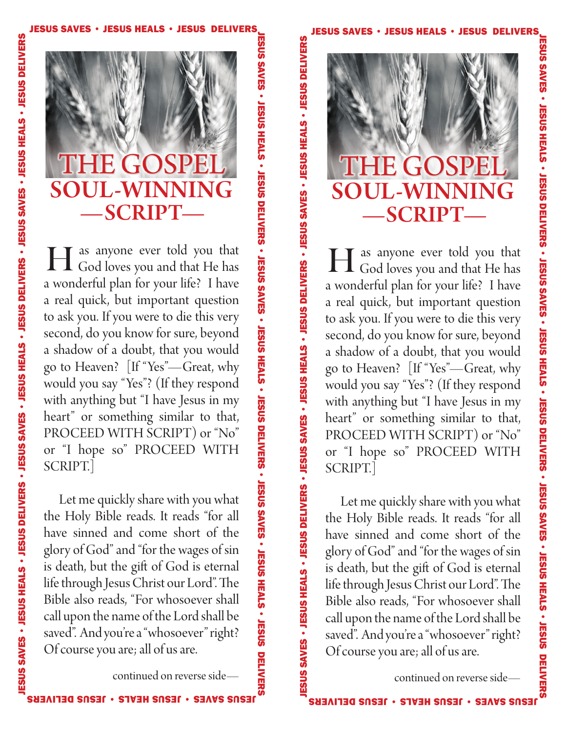# THE GOSPEL SOUL-WINNING —SCRIPT—

Has anyone ever told you that God loves you and that He has a wonderful plan for your life? I have a real quick, but important question to ask you. If you were to die this very second, do you know for sure, beyond a shadow of a doubt, that you would go to Heaven? [If "Yes"—Great, why would you say "Yes"? (If they respond with anything but "I have Jesus in my heart" or something similar to that, PROCEED WITH SCRIPT) or "No" or "I hope so" PROCEED WITH SCRIPT.]

Let me quickly share with you what the Holy Bible reads. It reads "for all have sinned and come short of the glory of God" and "for the wages of sin is death, but the gift of God is eternal life through Jesus Christ our Lord". The Bible also reads, "For whosoever shall call upon the name of the Lord shall be saved". And you're a "whosoever" right? Of course you are; all of us are.

continued on reverse side—

# THE GOSPEL SOUL-WINNING —SCRIPT—

Has anyone ever told you that God loves you and that He has a wonderful plan for your life? I have a real quick, but important question to ask you. If you were to die this very second, do you know for sure, beyond a shadow of a doubt, that you would go to Heaven? [If "Yes"—Great, why would you say "Yes"? (If they respond with anything but "I have Jesus in my heart" or something similar to that, PROCEED WITH SCRIPT) or "No" or "I hope so" PROCEED WITH SCRIPT.]

Let me quickly share with you what the Holy Bible reads. It reads "for all have sinned and come short of the glory of God" and "for the wages of sin is death, but the gift of God is eternal life through Jesus Christ our Lord". The Bible also reads, "For whosoever shall call upon the name of the Lord shall be saved". And you're a "whosoever" right? Of course you are; all of us are.

continued on reverse side—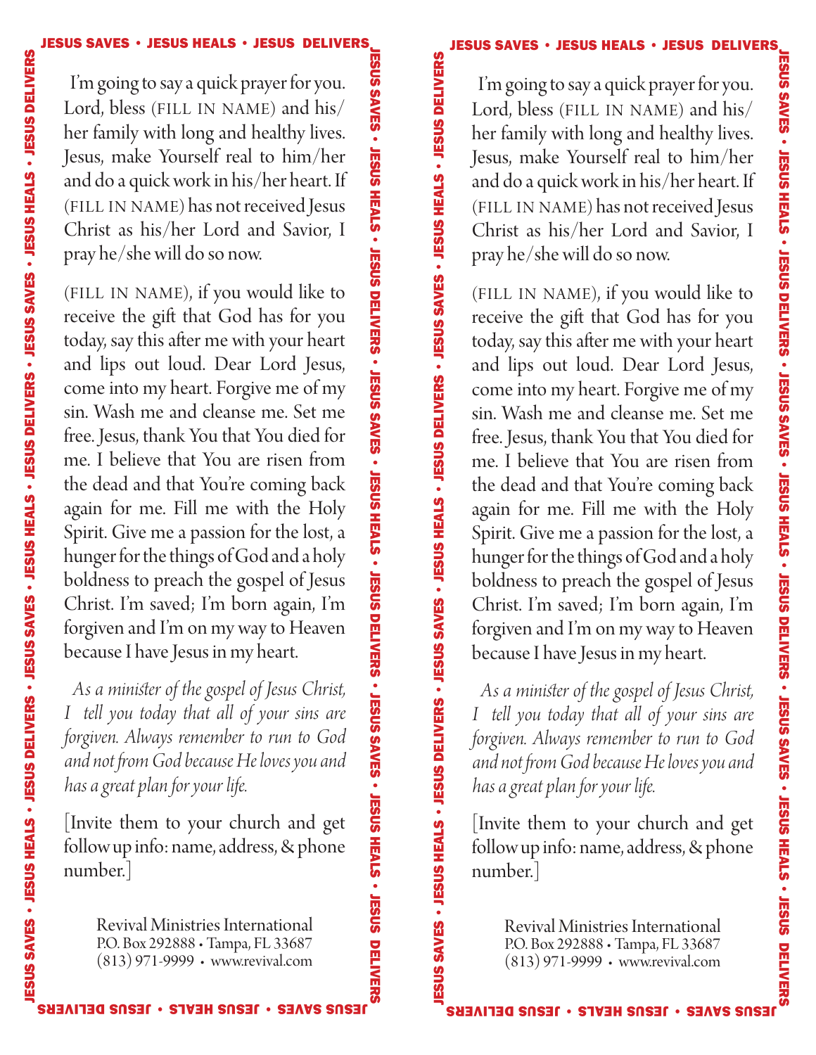JESUS SAVES • JESUS HEALS • JESUS DELIVERS

I'm going to say a quick prayer for you. Lord, bless (FILL IN NAME) and his/her family with long and healthy lives. Jesus, make Yourself real to him/her and do a quick work in his/her heart. If (FILL IN NAME) has not received Jesus Christ as his/her Lord and Savior, I pray he/she will do so now.

(FILL IN NAME), if you would like to receive the gift that God has for you today, say this after me with your heart and lips out loud. Dear Lord Jesus, come into my heart. Forgive me of my sin. Wash me and cleanse me. Set me free. Jesus, thank You that You died for me. I believe that You are risen from the dead and that You're coming back again for me. Fill me with the Holy Spirit. Give me a passion for the lost, a hunger for the things of God and a holy boldness to preach the gospel of Jesus Christ. I'm saved; I'm born again, I'm forgiven and I'm on my way to Heaven because I have Jesus in my heart.

*As a minister of the gospel of Jesus Christ, I tell you today that all of your sins are forgiven. Always remember to run to God and not from God because He loves you and has a great plan for your life.*

[Invite them to your church and get follow up info: name, address, & phone number.]

Revival Ministries International
P.O. Box 292888 • Tampa, FL 33687
(813) 971-9999 • www.revival.com

JESUS SAVES • JESUS HEALS • JESUS DELIVERS

I'm going to say a quick prayer for you. Lord, bless (FILL IN NAME) and his/her family with long and healthy lives. Jesus, make Yourself real to him/her and do a quick work in his/her heart. If (FILL IN NAME) has not received Jesus Christ as his/her Lord and Savior, I pray he/she will do so now.

(FILL IN NAME), if you would like to receive the gift that God has for you today, say this after me with your heart and lips out loud. Dear Lord Jesus, come into my heart. Forgive me of my sin. Wash me and cleanse me. Set me free. Jesus, thank You that You died for me. I believe that You are risen from the dead and that You're coming back again for me. Fill me with the Holy Spirit. Give me a passion for the lost, a hunger for the things of God and a holy boldness to preach the gospel of Jesus Christ. I'm saved; I'm born again, I'm forgiven and I'm on my way to Heaven because I have Jesus in my heart.

*As a minister of the gospel of Jesus Christ, I tell you today that all of your sins are forgiven. Always remember to run to God and not from God because He loves you and has a great plan for your life.*

[Invite them to your church and get follow up info: name, address, & phone number.]

Revival Ministries International
P.O. Box 292888 • Tampa, FL 33687
(813) 971-9999 • www.revival.com